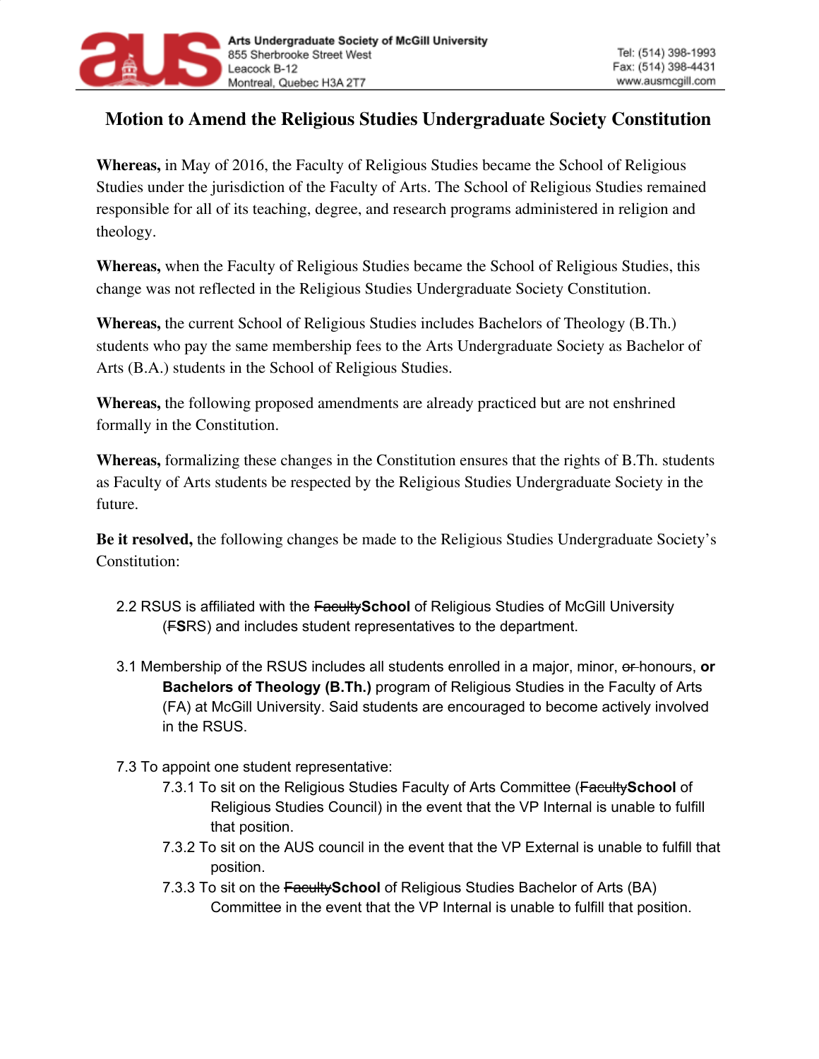Arts Undergraduate Society of McGill University
855 Sherbrooke Street West
Leacock B-12
Montreal, Quebec H3A 2T7

Tel: (514) 398-1993
Fax: (514) 398-4431
www.ausmcgill.com

# Motion to Amend the Religious Studies Undergraduate Society Constitution

**Whereas,** in May of 2016, the Faculty of Religious Studies became the School of Religious Studies under the jurisdiction of the Faculty of Arts. The School of Religious Studies remained responsible for all of its teaching, degree, and research programs administered in religion and theology.

**Whereas,** when the Faculty of Religious Studies became the School of Religious Studies, this change was not reflected in the Religious Studies Undergraduate Society Constitution.

**Whereas,** the current School of Religious Studies includes Bachelors of Theology (B.Th.) students who pay the same membership fees to the Arts Undergraduate Society as Bachelor of Arts (B.A.) students in the School of Religious Studies.

**Whereas,** the following proposed amendments are already practiced but are not enshrined formally in the Constitution.

**Whereas,** formalizing these changes in the Constitution ensures that the rights of B.Th. students as Faculty of Arts students be respected by the Religious Studies Undergraduate Society in the future.

**Be it resolved,** the following changes be made to the Religious Studies Undergraduate Society's Constitution:

2.2 RSUS is affiliated with the ~~Faculty~~**School** of Religious Studies of McGill University (~~F~~**S**RS) and includes student representatives to the department.

3.1 Membership of the RSUS includes all students enrolled in a major, minor, ~~or~~ honours, **or Bachelors of Theology (B.Th.)** program of Religious Studies in the Faculty of Arts (FA) at McGill University. Said students are encouraged to become actively involved in the RSUS.

7.3 To appoint one student representative:

- 7.3.1 To sit on the Religious Studies Faculty of Arts Committee (~~Faculty~~**School** of Religious Studies Council) in the event that the VP Internal is unable to fulfill that position.
- 7.3.2 To sit on the AUS council in the event that the VP External is unable to fulfill that position.
- 7.3.3 To sit on the ~~Faculty~~**School** of Religious Studies Bachelor of Arts (BA) Committee in the event that the VP Internal is unable to fulfill that position.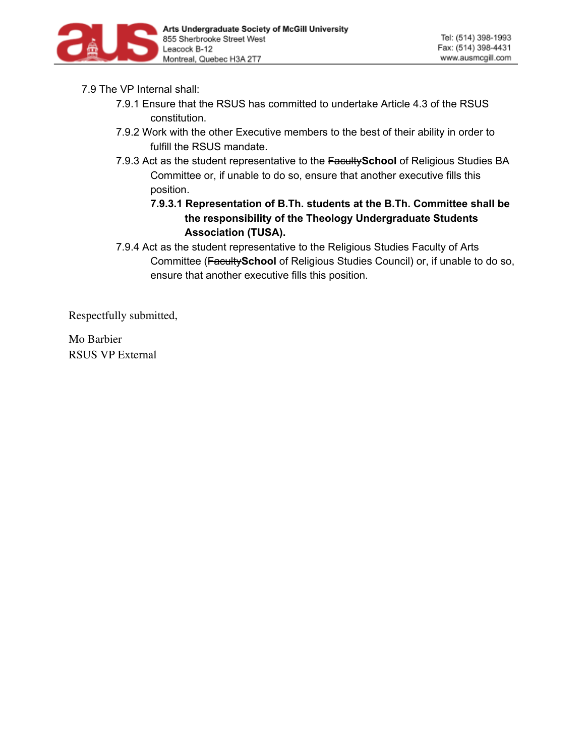7.9 The VP Internal shall:

- 7.9.1 Ensure that the RSUS has committed to undertake Article 4.3 of the RSUS constitution.
- 7.9.2 Work with the other Executive members to the best of their ability in order to fulfill the RSUS mandate.
- 7.9.3 Act as the student representative to the ~~Faculty~~**School** of Religious Studies BA Committee or, if unable to do so, ensure that another executive fills this position.
    - **7.9.3.1 Representation of B.Th. students at the B.Th. Committee shall be the responsibility of the Theology Undergraduate Students Association (TUSA).**
- 7.9.4 Act as the student representative to the Religious Studies Faculty of Arts Committee (~~Faculty~~**School** of Religious Studies Council) or, if unable to do so, ensure that another executive fills this position.

Respectfully submitted,

Mo Barbier
RSUS VP External